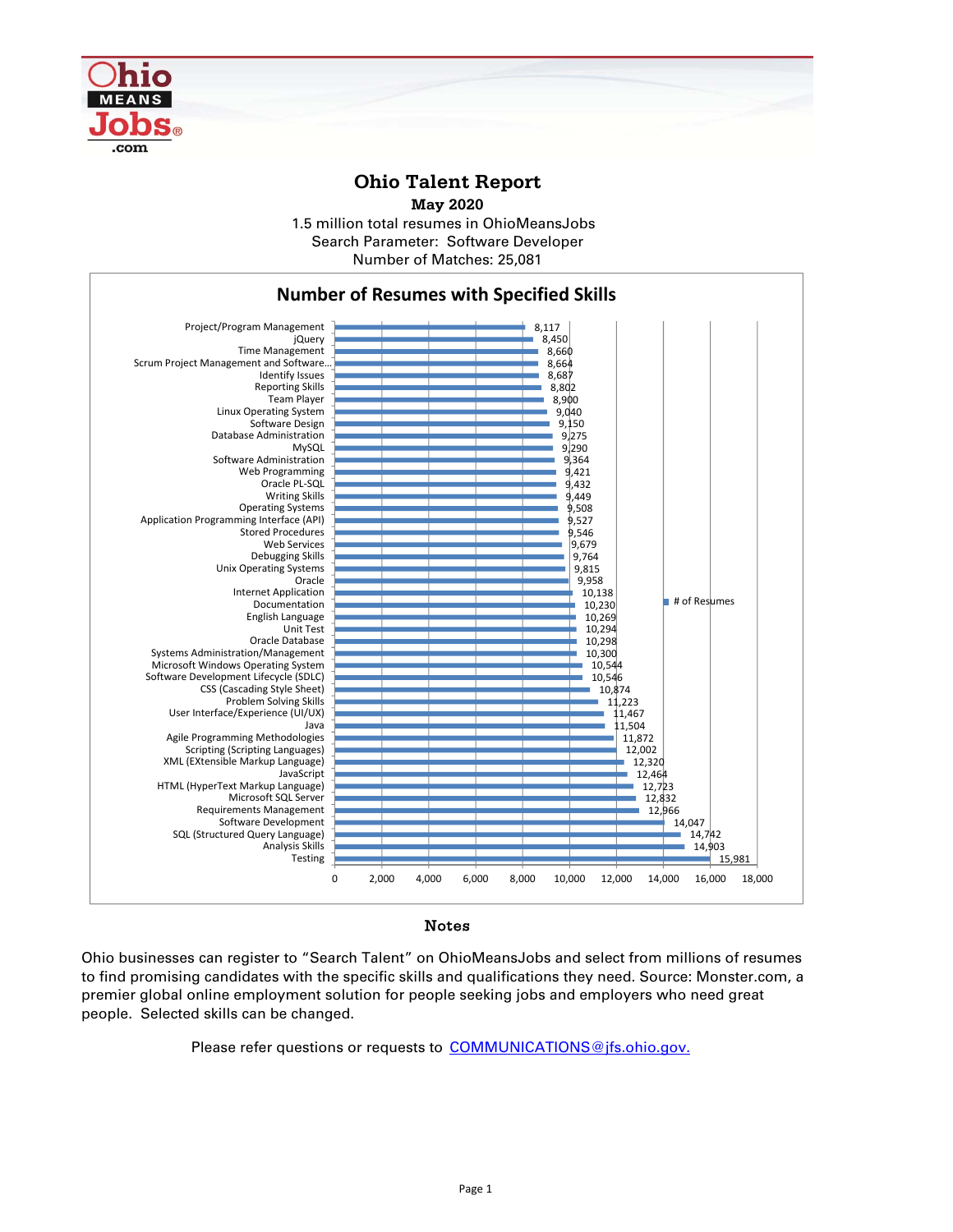# Ohio Talent Report

**May 2020**

1.5 million total resumes in OhioMeansJobs
Search Parameter: Software Developer
Number of Matches: 25,081

## Number of Resumes with Specified Skills

| Skill | # of Resumes |
|---|---|
| Project/Program Management | 8,117 |
| jQuery | 8,450 |
| Time Management | 8,660 |
| Scrum Project Management and Software... | 8,664 |
| Identify Issues | 8,687 |
| Reporting Skills | 8,802 |
| Team Player | 8,900 |
| Linux Operating System | 9,040 |
| Software Design | 9,150 |
| Database Administration | 9,275 |
| MySQL | 9,290 |
| Software Administration | 9,364 |
| Web Programming | 9,421 |
| Oracle PL-SQL | 9,432 |
| Writing Skills | 9,449 |
| Operating Systems | 9,508 |
| Application Programming Interface (API) | 9,527 |
| Stored Procedures | 9,546 |
| Web Services | 9,679 |
| Debugging Skills | 9,764 |
| Unix Operating Systems | 9,815 |
| Oracle | 9,958 |
| Internet Application | 10,138 |
| Documentation | 10,230 |
| English Language | 10,269 |
| Unit Test | 10,294 |
| Oracle Database | 10,298 |
| Systems Administration/Management | 10,300 |
| Microsoft Windows Operating System | 10,544 |
| Software Development Lifecycle (SDLC) | 10,546 |
| CSS (Cascading Style Sheet) | 10,874 |
| Problem Solving Skills | 11,223 |
| User Interface/Experience (UI/UX) | 11,467 |
| Java | 11,504 |
| Agile Programming Methodologies | 11,872 |
| Scripting (Scripting Languages) | 12,002 |
| XML (EXtensible Markup Language) | 12,320 |
| JavaScript | 12,464 |
| HTML (HyperText Markup Language) | 12,723 |
| Microsoft SQL Server | 12,832 |
| Requirements Management | 12,966 |
| Software Development | 14,047 |
| SQL (Structured Query Language) | 14,742 |
| Analysis Skills | 14,903 |
| Testing | 15,981 |

### Notes

Ohio businesses can register to "Search Talent" on OhioMeansJobs and select from millions of resumes to find promising candidates with the specific skills and qualifications they need. Source: Monster.com, a premier global online employment solution for people seeking jobs and employers who need great people. Selected skills can be changed.

Please refer questions or requests to [COMMUNICATIONS@jfs.ohio.gov.](mailto:COMMUNICATIONS@jfs.ohio.gov)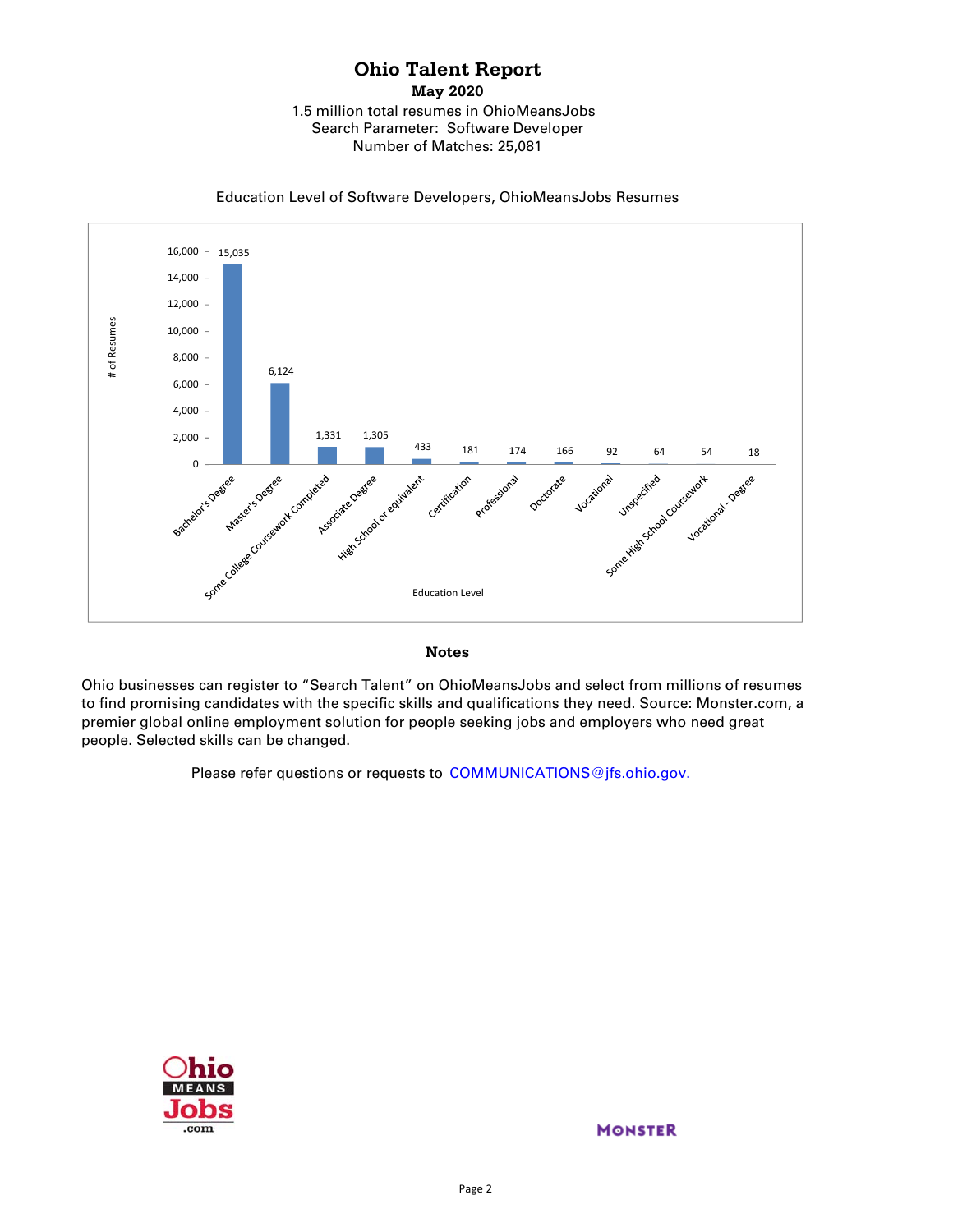# Ohio Talent Report

**May 2020**

1.5 million total resumes in OhioMeansJobs
Search Parameter: Software Developer
Number of Matches: 25,081

Education Level of Software Developers, OhioMeansJobs Resumes

# of Resumes

16,000
14,000
12,000
10,000
8,000
6,000
4,000
2,000
0

15,035
6,124
1,331
1,305
433
181
174
166
92
64
54
18

Bachelor's Degree
Master's Degree
Some College Coursework Completed
Associate Degree
High School or equivalent
Certification
Professional
Doctorate
Vocational
Unspecified
Some High School Coursework
Vocational - Degree

Education Level

## Notes

Ohio businesses can register to "Search Talent" on OhioMeansJobs and select from millions of resumes to find promising candidates with the specific skills and qualifications they need. Source: Monster.com, a premier global online employment solution for people seeking jobs and employers who need great people. Selected skills can be changed.

Please refer questions or requests to [COMMUNICATIONS@jfs.ohio.gov.](mailto:COMMUNICATIONS@jfs.ohio.gov)

Ohio MEANS Jobs .com

MONSTER